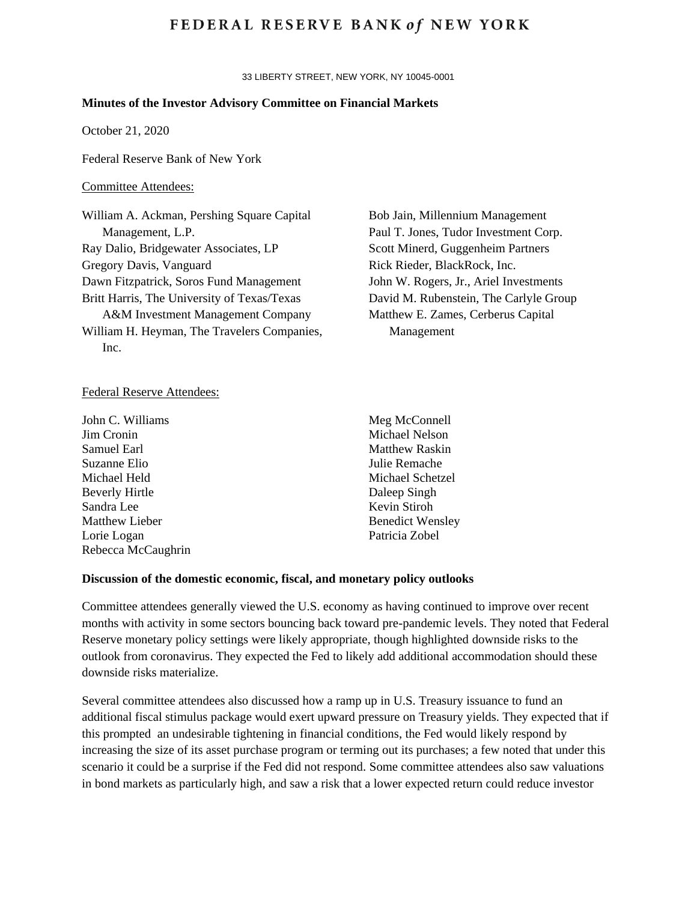# FEDERAL RESERVE BANK *of* NEW YORK

33 LIBERTY STREET, NEW YORK, NY 10045-0001

**Minutes of the Investor Advisory Committee on Financial Markets**

October 21, 2020

Federal Reserve Bank of New York

Committee Attendees:

William A. Ackman, Pershing Square Capital Management, L.P.
Ray Dalio, Bridgewater Associates, LP
Gregory Davis, Vanguard
Dawn Fitzpatrick, Soros Fund Management
Britt Harris, The University of Texas/Texas A&M Investment Management Company
William H. Heyman, The Travelers Companies, Inc.
Bob Jain, Millennium Management
Paul T. Jones, Tudor Investment Corp.
Scott Minerd, Guggenheim Partners
Rick Rieder, BlackRock, Inc.
John W. Rogers, Jr., Ariel Investments
David M. Rubenstein, The Carlyle Group
Matthew E. Zames, Cerberus Capital Management

Federal Reserve Attendees:

John C. Williams
Jim Cronin
Samuel Earl
Suzanne Elio
Michael Held
Beverly Hirtle
Sandra Lee
Matthew Lieber
Lorie Logan
Rebecca McCaughrin
Meg McConnell
Michael Nelson
Matthew Raskin
Julie Remache
Michael Schetzel
Daleep Singh
Kevin Stiroh
Benedict Wensley
Patricia Zobel

**Discussion of the domestic economic, fiscal, and monetary policy outlooks**

Committee attendees generally viewed the U.S. economy as having continued to improve over recent months with activity in some sectors bouncing back toward pre-pandemic levels. They noted that Federal Reserve monetary policy settings were likely appropriate, though highlighted downside risks to the outlook from coronavirus. They expected the Fed to likely add additional accommodation should these downside risks materialize.

Several committee attendees also discussed how a ramp up in U.S. Treasury issuance to fund an additional fiscal stimulus package would exert upward pressure on Treasury yields. They expected that if this prompted an undesirable tightening in financial conditions, the Fed would likely respond by increasing the size of its asset purchase program or terming out its purchases; a few noted that under this scenario it could be a surprise if the Fed did not respond. Some committee attendees also saw valuations in bond markets as particularly high, and saw a risk that a lower expected return could reduce investor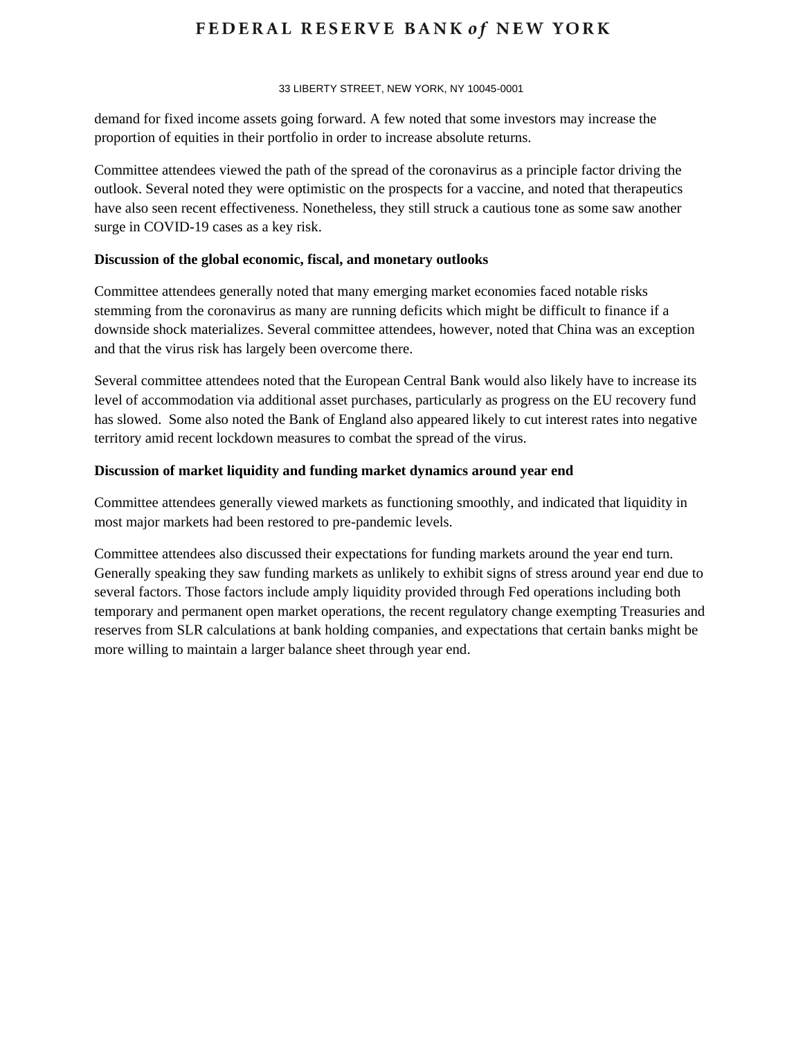demand for fixed income assets going forward. A few noted that some investors may increase the proportion of equities in their portfolio in order to increase absolute returns.

Committee attendees viewed the path of the spread of the coronavirus as a principle factor driving the outlook. Several noted they were optimistic on the prospects for a vaccine, and noted that therapeutics have also seen recent effectiveness. Nonetheless, they still struck a cautious tone as some saw another surge in COVID-19 cases as a key risk.

**Discussion of the global economic, fiscal, and monetary outlooks**

Committee attendees generally noted that many emerging market economies faced notable risks stemming from the coronavirus as many are running deficits which might be difficult to finance if a downside shock materializes. Several committee attendees, however, noted that China was an exception and that the virus risk has largely been overcome there.

Several committee attendees noted that the European Central Bank would also likely have to increase its level of accommodation via additional asset purchases, particularly as progress on the EU recovery fund has slowed. Some also noted the Bank of England also appeared likely to cut interest rates into negative territory amid recent lockdown measures to combat the spread of the virus.

**Discussion of market liquidity and funding market dynamics around year end**

Committee attendees generally viewed markets as functioning smoothly, and indicated that liquidity in most major markets had been restored to pre-pandemic levels.

Committee attendees also discussed their expectations for funding markets around the year end turn. Generally speaking they saw funding markets as unlikely to exhibit signs of stress around year end due to several factors. Those factors include amply liquidity provided through Fed operations including both temporary and permanent open market operations, the recent regulatory change exempting Treasuries and reserves from SLR calculations at bank holding companies, and expectations that certain banks might be more willing to maintain a larger balance sheet through year end.